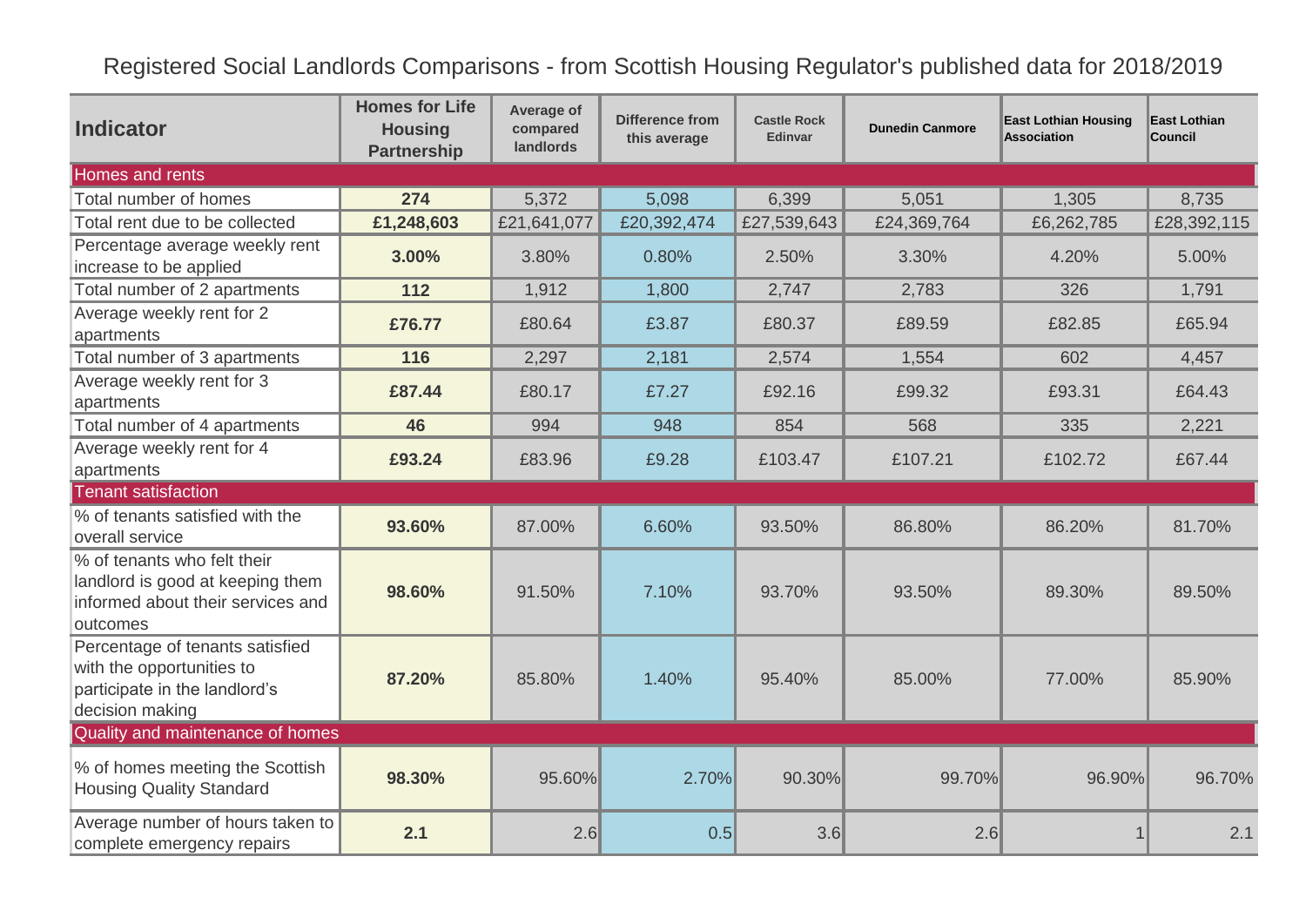# Registered Social Landlords Comparisons - from Scottish Housing Regulator's published data for 2018/2019

| Indicator | Homes for Life Housing Partnership | Average of compared landlords | Difference from this average | Castle Rock Edinvar | Dunedin Canmore | East Lothian Housing Association | East Lothian Council |
|---|---|---|---|---|---|---|---|
| **Homes and rents** | | | | | | | |
| Total number of homes | **274** | 5,372 | 5,098 | 6,399 | 5,051 | 1,305 | 8,735 |
| Total rent due to be collected | **£1,248,603** | £21,641,077 | £20,392,474 | £27,539,643 | £24,369,764 | £6,262,785 | £28,392,115 |
| Percentage average weekly rent increase to be applied | **3.00%** | 3.80% | 0.80% | 2.50% | 3.30% | 4.20% | 5.00% |
| Total number of 2 apartments | **112** | 1,912 | 1,800 | 2,747 | 2,783 | 326 | 1,791 |
| Average weekly rent for 2 apartments | **£76.77** | £80.64 | £3.87 | £80.37 | £89.59 | £82.85 | £65.94 |
| Total number of 3 apartments | **116** | 2,297 | 2,181 | 2,574 | 1,554 | 602 | 4,457 |
| Average weekly rent for 3 apartments | **£87.44** | £80.17 | £7.27 | £92.16 | £99.32 | £93.31 | £64.43 |
| Total number of 4 apartments | **46** | 994 | 948 | 854 | 568 | 335 | 2,221 |
| Average weekly rent for 4 apartments | **£93.24** | £83.96 | £9.28 | £103.47 | £107.21 | £102.72 | £67.44 |
| **Tenant satisfaction** | | | | | | | |
| % of tenants satisfied with the overall service | **93.60%** | 87.00% | 6.60% | 93.50% | 86.80% | 86.20% | 81.70% |
| % of tenants who felt their landlord is good at keeping them informed about their services and outcomes | **98.60%** | 91.50% | 7.10% | 93.70% | 93.50% | 89.30% | 89.50% |
| Percentage of tenants satisfied with the opportunities to participate in the landlord's decision making | **87.20%** | 85.80% | 1.40% | 95.40% | 85.00% | 77.00% | 85.90% |
| **Quality and maintenance of homes** | | | | | | | |
| % of homes meeting the Scottish Housing Quality Standard | **98.30%** | 95.60% | 2.70% | 90.30% | 99.70% | 96.90% | 96.70% |
| Average number of hours taken to complete emergency repairs | **2.1** | 2.6 | 0.5 | 3.6 | 2.6 | 1 | 2.1 |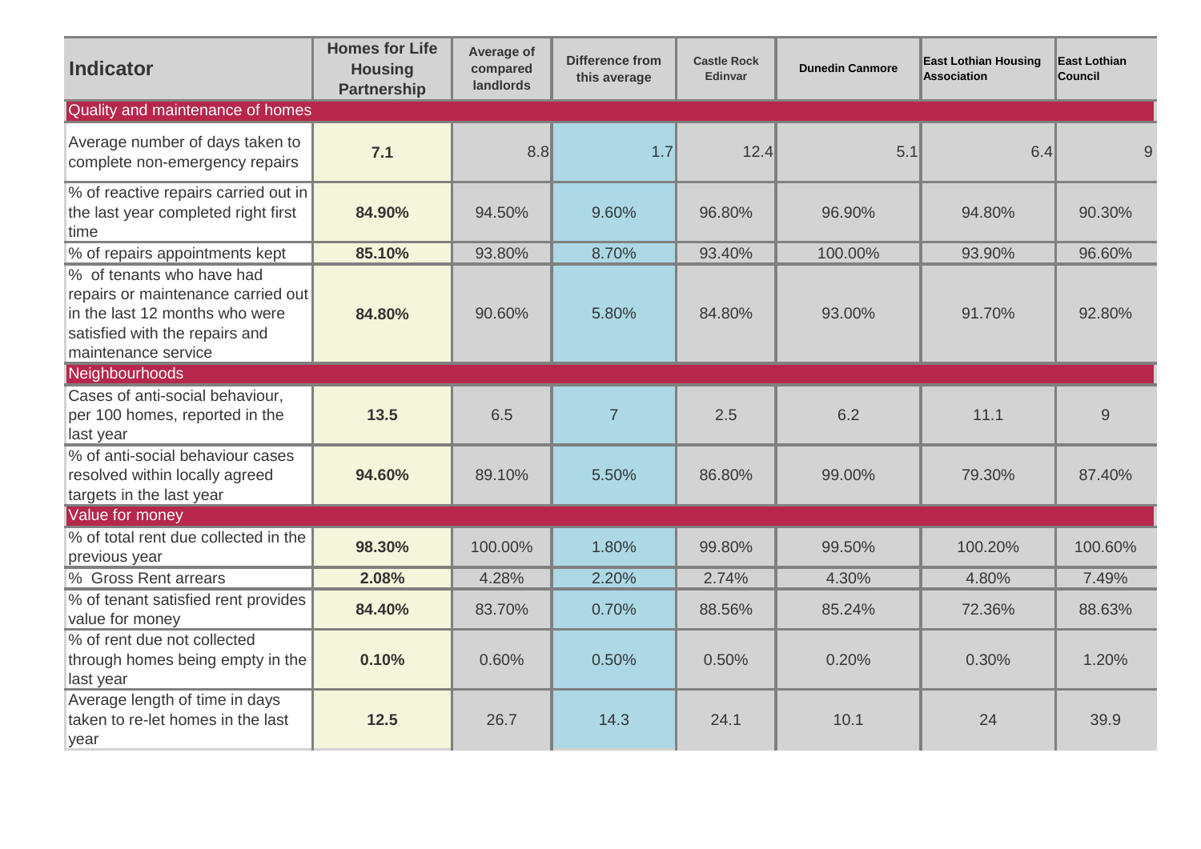| Indicator | Homes for Life Housing Partnership | Average of compared landlords | Difference from this average | Castle Rock Edinvar | Dunedin Canmore | East Lothian Housing Association | East Lothian Council |
|---|---|---|---|---|---|---|---|
| Quality and maintenance of homes | | | | | | | |
| Average number of days taken to complete non-emergency repairs | **7.1** | 8.8 | 1.7 | 12.4 | 5.1 | 6.4 | 9 |
| % of reactive repairs carried out in the last year completed right first time | **84.90%** | 94.50% | 9.60% | 96.80% | 96.90% | 94.80% | 90.30% |
| % of repairs appointments kept | **85.10%** | 93.80% | 8.70% | 93.40% | 100.00% | 93.90% | 96.60% |
| % of tenants who have had repairs or maintenance carried out in the last 12 months who were satisfied with the repairs and maintenance service | **84.80%** | 90.60% | 5.80% | 84.80% | 93.00% | 91.70% | 92.80% |
| Neighbourhoods | | | | | | | |
| Cases of anti-social behaviour, per 100 homes, reported in the last year | **13.5** | 6.5 | 7 | 2.5 | 6.2 | 11.1 | 9 |
| % of anti-social behaviour cases resolved within locally agreed targets in the last year | **94.60%** | 89.10% | 5.50% | 86.80% | 99.00% | 79.30% | 87.40% |
| Value for money | | | | | | | |
| % of total rent due collected in the previous year | **98.30%** | 100.00% | 1.80% | 99.80% | 99.50% | 100.20% | 100.60% |
| % Gross Rent arrears | **2.08%** | 4.28% | 2.20% | 2.74% | 4.30% | 4.80% | 7.49% |
| % of tenant satisfied rent provides value for money | **84.40%** | 83.70% | 0.70% | 88.56% | 85.24% | 72.36% | 88.63% |
| % of rent due not collected through homes being empty in the last year | **0.10%** | 0.60% | 0.50% | 0.50% | 0.20% | 0.30% | 1.20% |
| Average length of time in days taken to re-let homes in the last year | **12.5** | 26.7 | 14.3 | 24.1 | 10.1 | 24 | 39.9 |